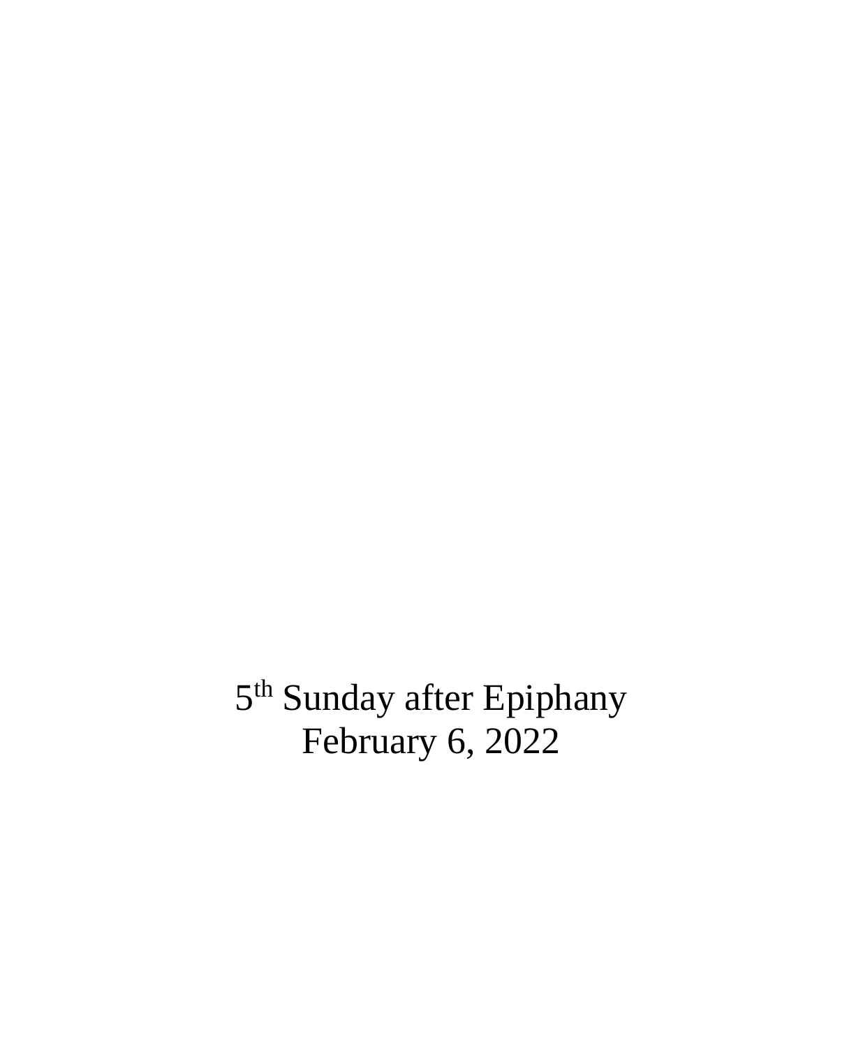5th Sunday after Epiphany
February 6, 2022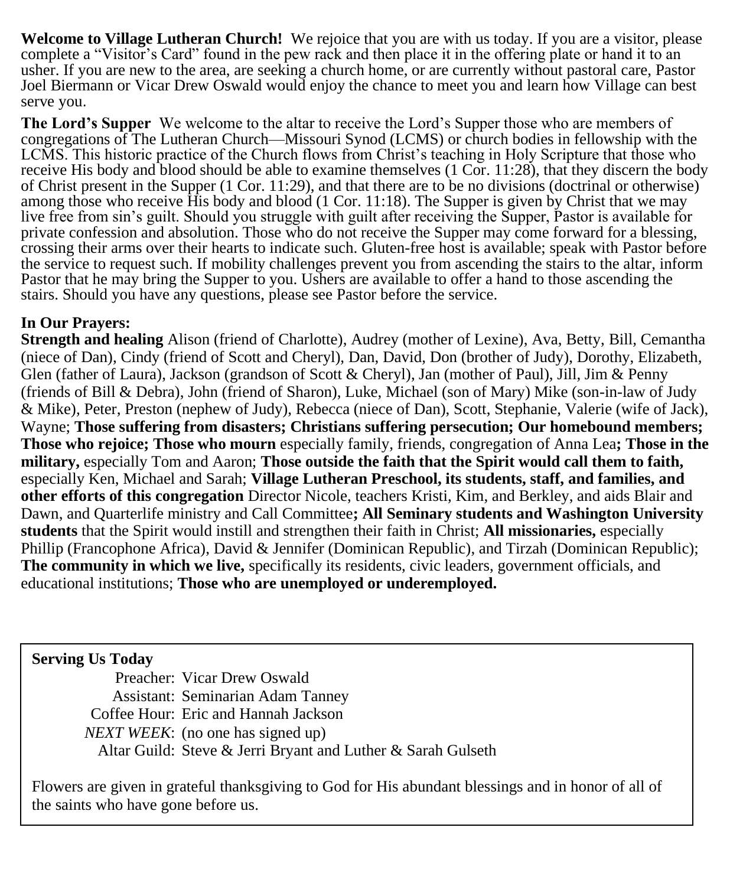**Welcome to Village Lutheran Church!** We rejoice that you are with us today. If you are a visitor, please complete a "Visitor's Card" found in the pew rack and then place it in the offering plate or hand it to an usher. If you are new to the area, are seeking a church home, or are currently without pastoral care, Pastor Joel Biermann or Vicar Drew Oswald would enjoy the chance to meet you and learn how Village can best serve you.

**The Lord's Supper** We welcome to the altar to receive the Lord's Supper those who are members of congregations of The Lutheran Church—Missouri Synod (LCMS) or church bodies in fellowship with the LCMS. This historic practice of the Church flows from Christ's teaching in Holy Scripture that those who receive His body and blood should be able to examine themselves (1 Cor. 11:28), that they discern the body of Christ present in the Supper (1 Cor. 11:29), and that there are to be no divisions (doctrinal or otherwise) among those who receive His body and blood (1 Cor. 11:18). The Supper is given by Christ that we may live free from sin's guilt. Should you struggle with guilt after receiving the Supper, Pastor is available for private confession and absolution. Those who do not receive the Supper may come forward for a blessing, crossing their arms over their hearts to indicate such. Gluten-free host is available; speak with Pastor before the service to request such. If mobility challenges prevent you from ascending the stairs to the altar, inform Pastor that he may bring the Supper to you. Ushers are available to offer a hand to those ascending the stairs. Should you have any questions, please see Pastor before the service.

**In Our Prayers:**
**Strength and healing** Alison (friend of Charlotte), Audrey (mother of Lexine), Ava, Betty, Bill, Cemantha (niece of Dan), Cindy (friend of Scott and Cheryl), Dan, David, Don (brother of Judy), Dorothy, Elizabeth, Glen (father of Laura), Jackson (grandson of Scott & Cheryl), Jan (mother of Paul), Jill, Jim & Penny (friends of Bill & Debra), John (friend of Sharon), Luke, Michael (son of Mary) Mike (son-in-law of Judy & Mike), Peter, Preston (nephew of Judy), Rebecca (niece of Dan), Scott, Stephanie, Valerie (wife of Jack), Wayne; **Those suffering from disasters; Christians suffering persecution; Our homebound members; Those who rejoice; Those who mourn** especially family, friends, congregation of Anna Lea**; Those in the military,** especially Tom and Aaron; **Those outside the faith that the Spirit would call them to faith,** especially Ken, Michael and Sarah; **Village Lutheran Preschool, its students, staff, and families, and other efforts of this congregation** Director Nicole, teachers Kristi, Kim, and Berkley, and aids Blair and Dawn, and Quarterlife ministry and Call Committee**; All Seminary students and Washington University students** that the Spirit would instill and strengthen their faith in Christ; **All missionaries,** especially Phillip (Francophone Africa), David & Jennifer (Dominican Republic), and Tirzah (Dominican Republic); **The community in which we live,** specifically its residents, civic leaders, government officials, and educational institutions; **Those who are unemployed or underemployed.**

**Serving Us Today**

Preacher: Vicar Drew Oswald
Assistant: Seminarian Adam Tanney
Coffee Hour: Eric and Hannah Jackson
*NEXT WEEK*: (no one has signed up)
Altar Guild: Steve & Jerri Bryant and Luther & Sarah Gulseth

Flowers are given in grateful thanksgiving to God for His abundant blessings and in honor of all of the saints who have gone before us.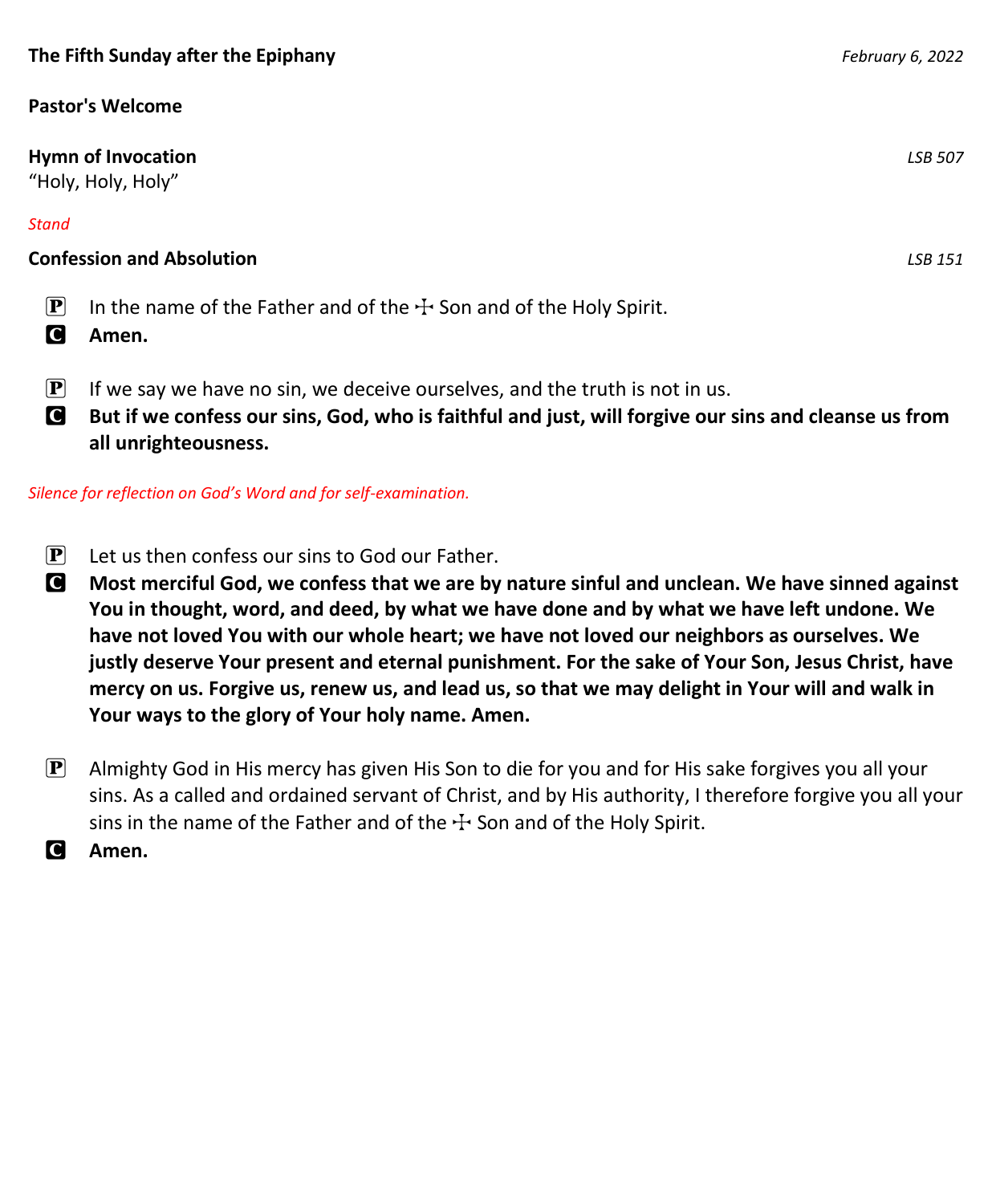**The Fifth Sunday after the Epiphany** *February 6, 2022*

**Pastor's Welcome**

**Hymn of Invocation** *LSB 507*
"Holy, Holy, Holy"

*Stand*

**Confession and Absolution** *LSB 151*

P In the name of the Father and of the ☩ Son and of the Holy Spirit.
C **Amen.**

P If we say we have no sin, we deceive ourselves, and the truth is not in us.
C **But if we confess our sins, God, who is faithful and just, will forgive our sins and cleanse us from all unrighteousness.**

*Silence for reflection on God's Word and for self-examination.*

P Let us then confess our sins to God our Father.
C **Most merciful God, we confess that we are by nature sinful and unclean. We have sinned against You in thought, word, and deed, by what we have done and by what we have left undone. We have not loved You with our whole heart; we have not loved our neighbors as ourselves. We justly deserve Your present and eternal punishment. For the sake of Your Son, Jesus Christ, have mercy on us. Forgive us, renew us, and lead us, so that we may delight in Your will and walk in Your ways to the glory of Your holy name. Amen.**

P Almighty God in His mercy has given His Son to die for you and for His sake forgives you all your sins. As a called and ordained servant of Christ, and by His authority, I therefore forgive you all your sins in the name of the Father and of the ☩ Son and of the Holy Spirit.
C **Amen.**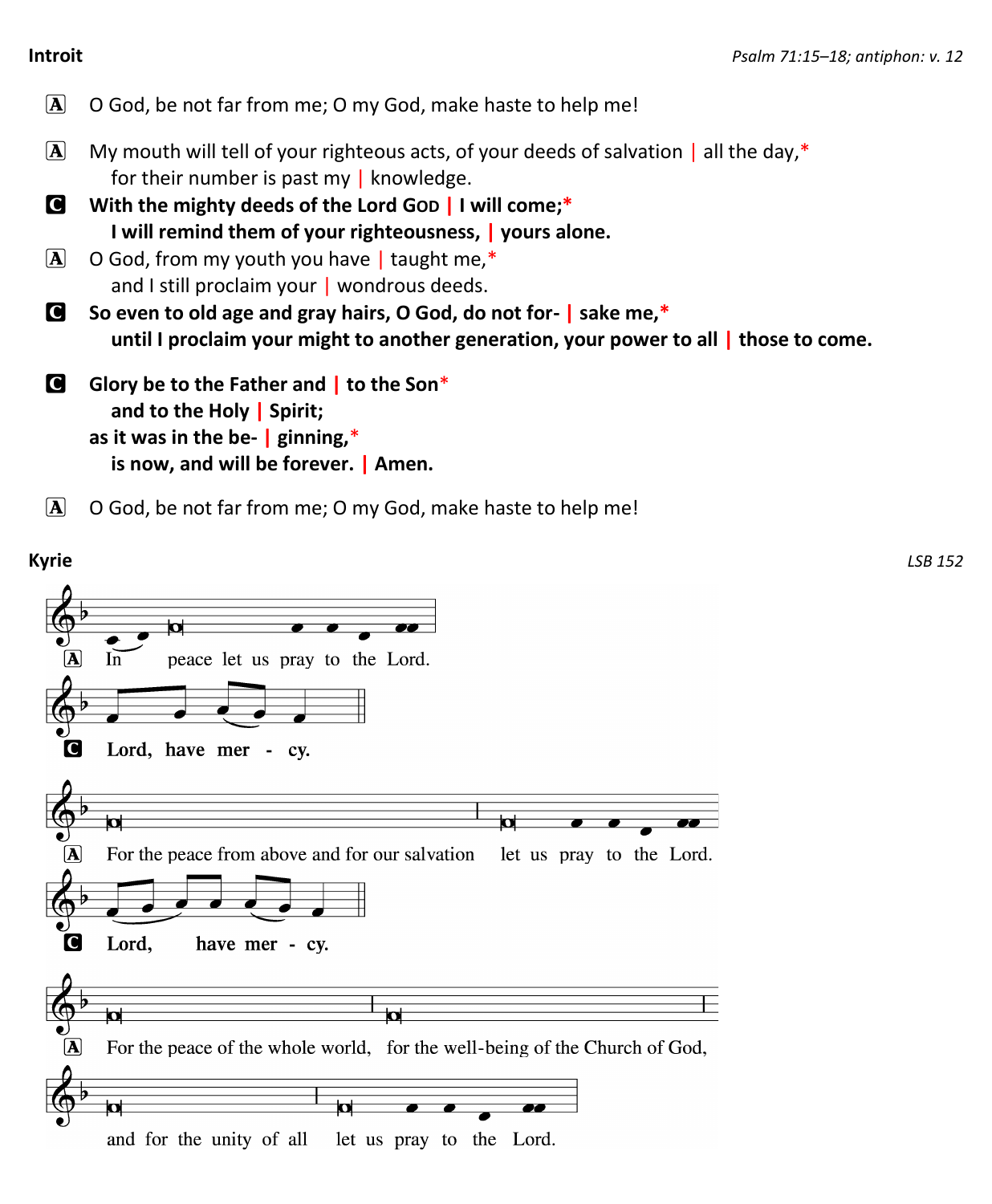**Introit** *Psalm 71:15–18; antiphon: v. 12*

A O God, be not far from me; O my God, make haste to help me!

A My mouth will tell of your righteous acts, of your deeds of salvation | all the day,*
for their number is past my | knowledge.

**C With the mighty deeds of the Lord GOD | I will come;***
**I will remind them of your righteousness, | yours alone.**

A O God, from my youth you have | taught me,*
and I still proclaim your | wondrous deeds.

**C So even to old age and gray hairs, O God, do not for- | sake me,***
**until I proclaim your might to another generation, your power to all | those to come.**

**C Glory be to the Father and | to the Son***
**and to the Holy | Spirit;**
**as it was in the be- | ginning,***
**is now, and will be forever. | Amen.**

A O God, be not far from me; O my God, make haste to help me!

**Kyrie** *LSB 152*

A In peace let us pray to the Lord.

**C Lord, have mer - cy.**

A For the peace from above and for our salvation let us pray to the Lord.

**C Lord, have mer - cy.**

A For the peace of the whole world, for the well-being of the Church of God,
and for the unity of all let us pray to the Lord.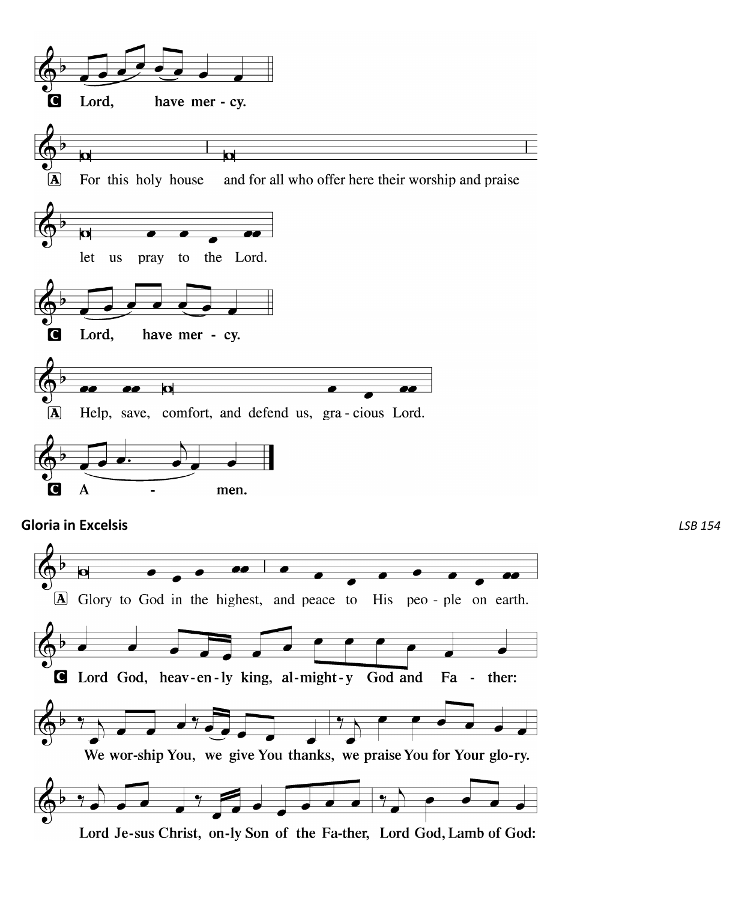**C** Lord, have mer - cy.

**A** For this holy house and for all who offer here their worship and praise let us pray to the Lord.

**C** Lord, have mer - cy.

**A** Help, save, comfort, and defend us, gra - cious Lord.

**C** A - men.

**Gloria in Excelsis** *LSB 154*

**A** Glory to God in the highest, and peace to His peo - ple on earth.

**C** **Lord God, heav-en-ly king, al-might-y God and Fa - ther:**

**We wor-ship You, we give You thanks, we praise You for Your glo-ry.**

**Lord Je-sus Christ, on-ly Son of the Fa-ther, Lord God, Lamb of God:**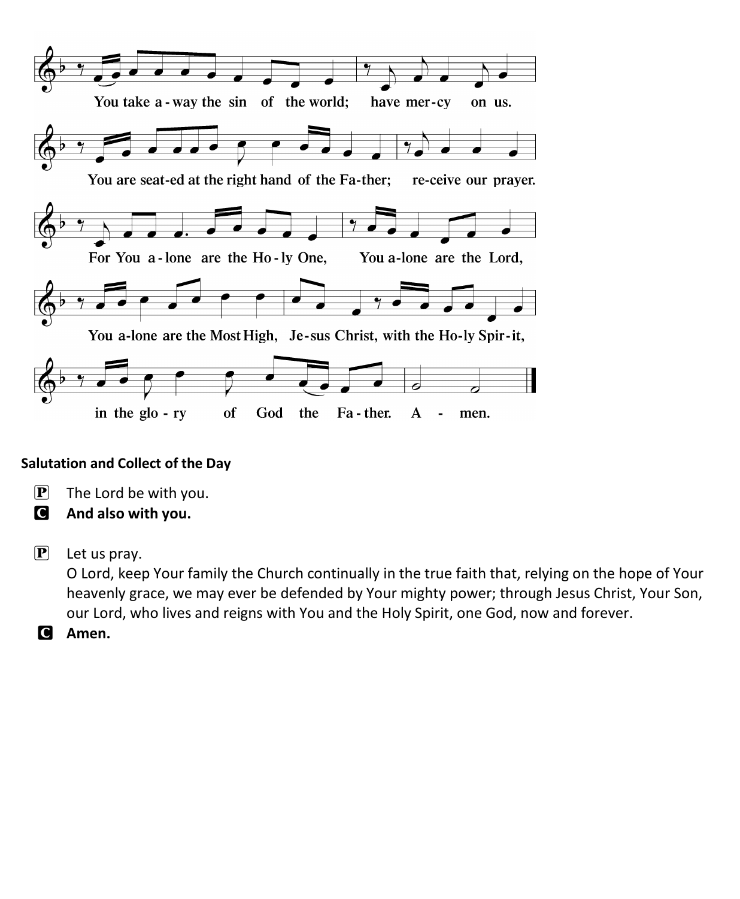You take a-way the sin of the world; have mer-cy on us.

You are seat-ed at the right hand of the Fa-ther; re-ceive our prayer.

For You a-lone are the Ho-ly One, You a-lone are the Lord,

You a-lone are the Most High, Je-sus Christ, with the Ho-ly Spir-it,

in the glo-ry of God the Fa-ther. A - men.

**Salutation and Collect of the Day**

P The Lord be with you.

**C And also with you.**

P Let us pray.
O Lord, keep Your family the Church continually in the true faith that, relying on the hope of Your heavenly grace, we may ever be defended by Your mighty power; through Jesus Christ, Your Son, our Lord, who lives and reigns with You and the Holy Spirit, one God, now and forever.

**C Amen.**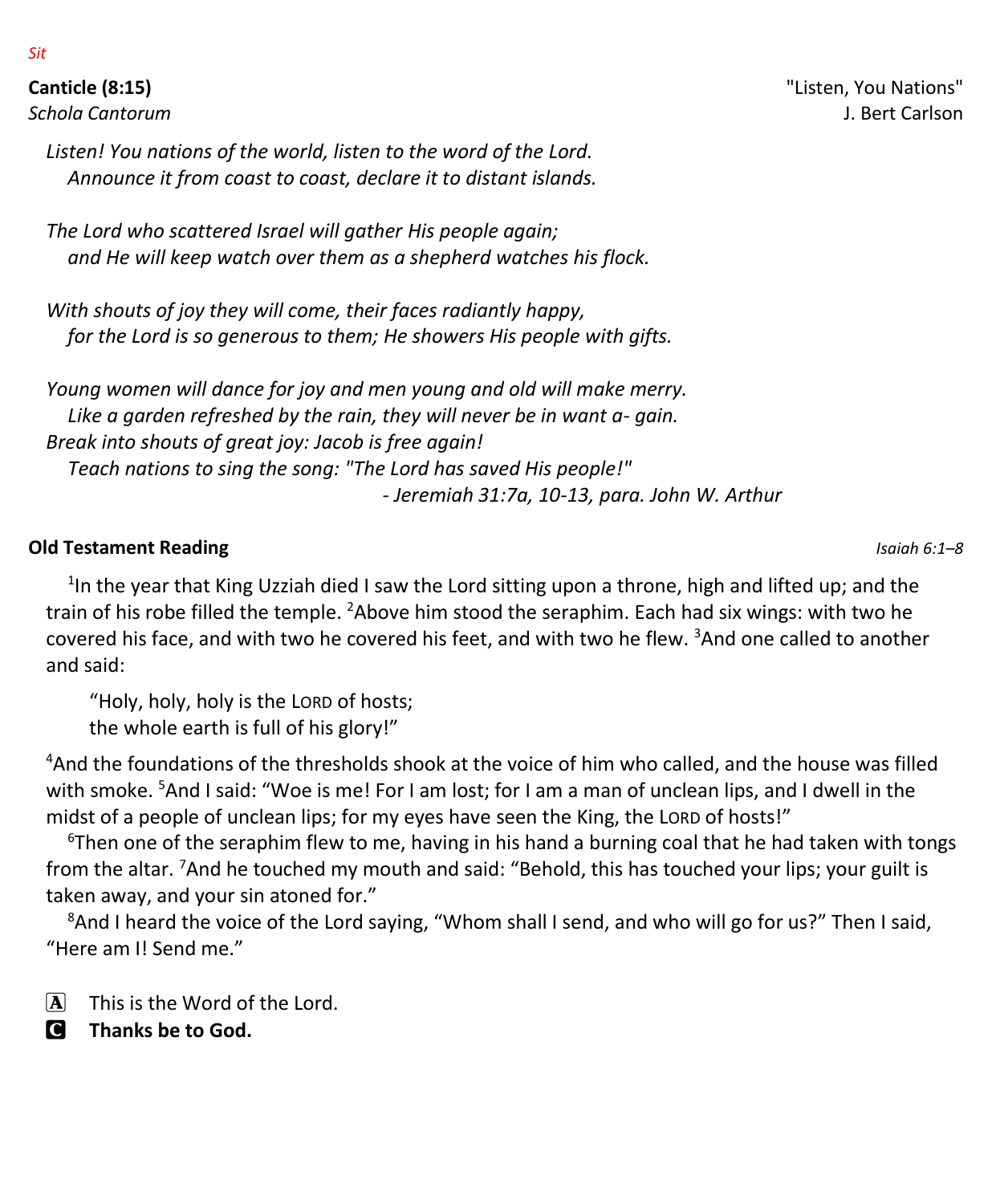*Sit*

**Canticle (8:15)** "Listen, You Nations"
*Schola Cantorum* J. Bert Carlson

*Listen! You nations of the world, listen to the word of the Lord.*
*Announce it from coast to coast, declare it to distant islands.*

*The Lord who scattered Israel will gather His people again;*
*and He will keep watch over them as a shepherd watches his flock.*

*With shouts of joy they will come, their faces radiantly happy,*
*for the Lord is so generous to them; He showers His people with gifts.*

*Young women will dance for joy and men young and old will make merry.*
*Like a garden refreshed by the rain, they will never be in want a- gain.*
*Break into shouts of great joy: Jacob is free again!*
*Teach nations to sing the song: "The Lord has saved His people!"*
*- Jeremiah 31:7a, 10-13, para. John W. Arthur*

**Old Testament Reading** *Isaiah 6:1–8*

[1]In the year that King Uzziah died I saw the Lord sitting upon a throne, high and lifted up; and the train of his robe filled the temple. [2]Above him stood the seraphim. Each had six wings: with two he covered his face, and with two he covered his feet, and with two he flew. [3]And one called to another and said:

"Holy, holy, holy is the LORD of hosts;
the whole earth is full of his glory!"

[4]And the foundations of the thresholds shook at the voice of him who called, and the house was filled with smoke. [5]And I said: "Woe is me! For I am lost; for I am a man of unclean lips, and I dwell in the midst of a people of unclean lips; for my eyes have seen the King, the LORD of hosts!"

[6]Then one of the seraphim flew to me, having in his hand a burning coal that he had taken with tongs from the altar. [7]And he touched my mouth and said: "Behold, this has touched your lips; your guilt is taken away, and your sin atoned for."

[8]And I heard the voice of the Lord saying, "Whom shall I send, and who will go for us?" Then I said, "Here am I! Send me."

A This is the Word of the Lord.
C **Thanks be to God.**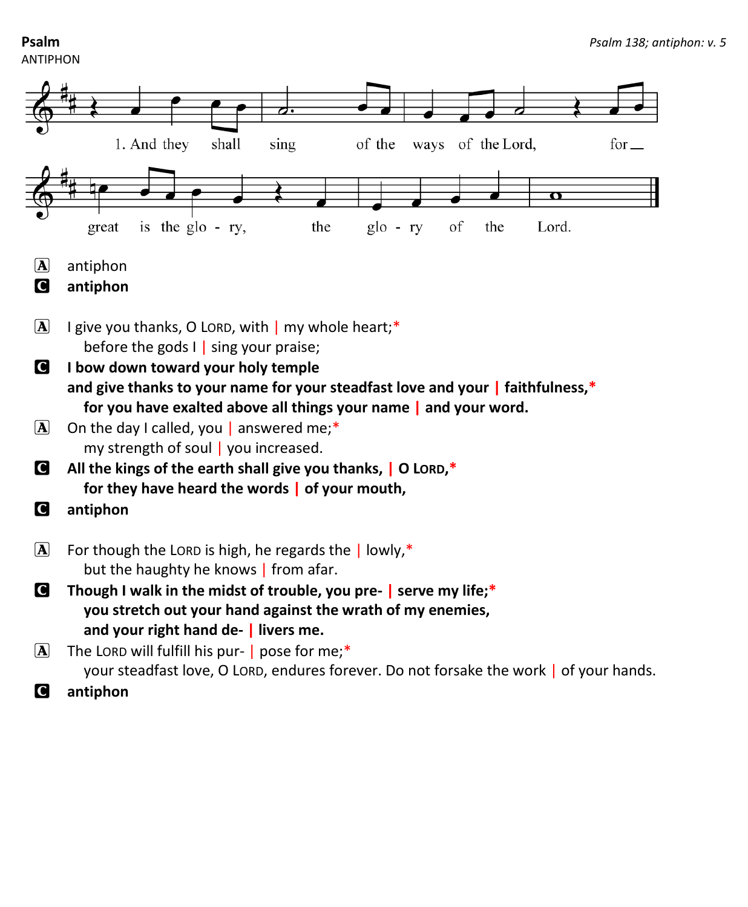**Psalm**

*Psalm 138; antiphon: v. 5*

ANTIPHON

1. And they shall sing of the ways of the Lord, for great is the glo - ry, the glo - ry of the Lord.

A antiphon

**C antiphon**

A I give you thanks, O LORD, with | my whole heart;*
before the gods I | sing your praise;

**C I bow down toward your holy temple**
**and give thanks to your name for your steadfast love and your | faithfulness,***
**for you have exalted above all things your name | and your word.**

A On the day I called, you | answered me;*
my strength of soul | you increased.

**C All the kings of the earth shall give you thanks, | O LORD,***
**for they have heard the words | of your mouth,**

**C antiphon**

A For though the LORD is high, he regards the | lowly,*
but the haughty he knows | from afar.

**C Though I walk in the midst of trouble, you pre- | serve my life;***
**you stretch out your hand against the wrath of my enemies,**
**and your right hand de- | livers me.**

A The LORD will fulfill his pur- | pose for me;*
your steadfast love, O LORD, endures forever. Do not forsake the work | of your hands.

**C antiphon**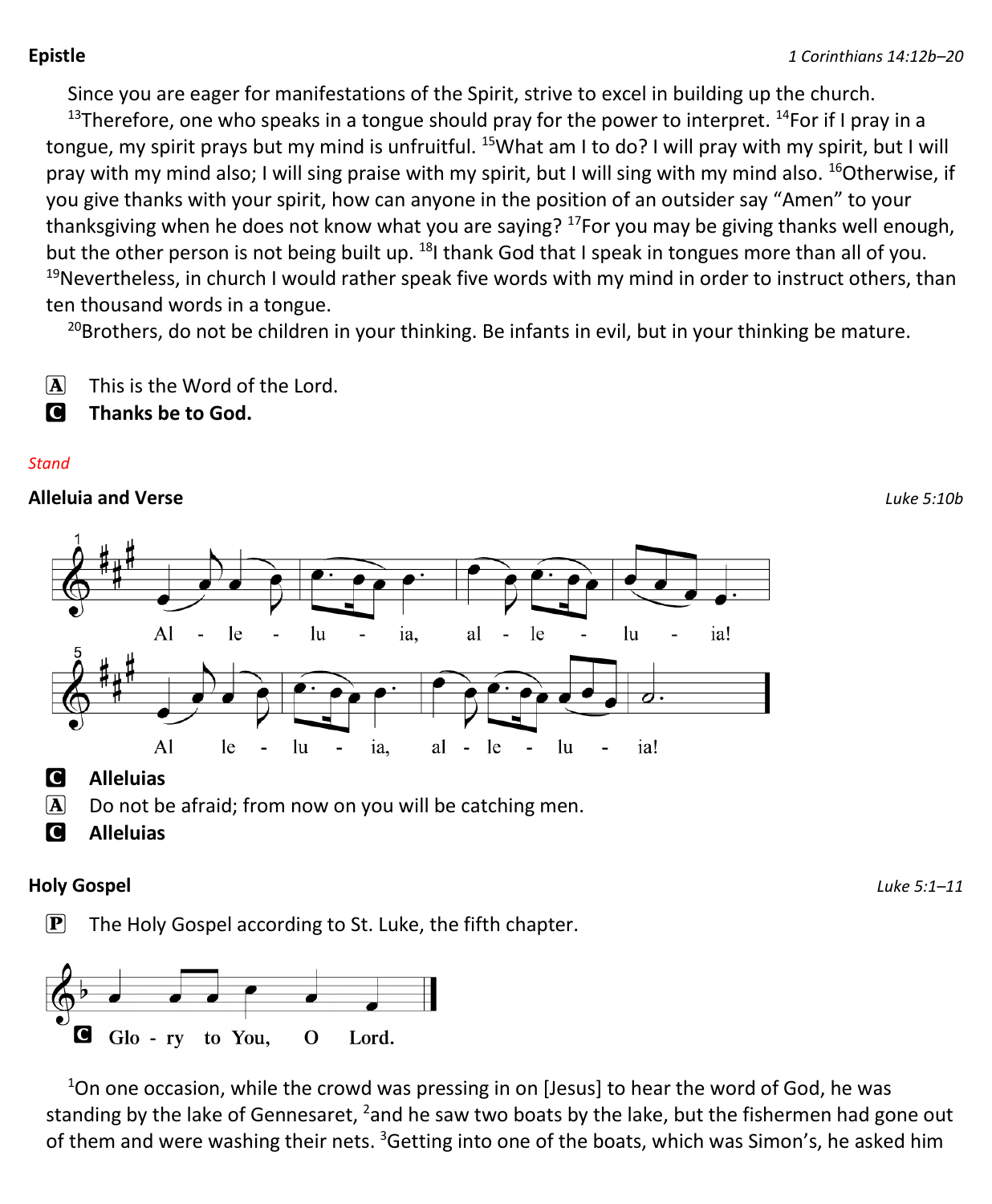**Epistle** *1 Corinthians 14:12b–20*

Since you are eager for manifestations of the Spirit, strive to excel in building up the church. [13]Therefore, one who speaks in a tongue should pray for the power to interpret. [14]For if I pray in a tongue, my spirit prays but my mind is unfruitful. [15]What am I to do? I will pray with my spirit, but I will pray with my mind also; I will sing praise with my spirit, but I will sing with my mind also. [16]Otherwise, if you give thanks with your spirit, how can anyone in the position of an outsider say "Amen" to your thanksgiving when he does not know what you are saying? [17]For you may be giving thanks well enough, but the other person is not being built up. [18]I thank God that I speak in tongues more than all of you. [19]Nevertheless, in church I would rather speak five words with my mind in order to instruct others, than ten thousand words in a tongue.

[20]Brothers, do not be children in your thinking. Be infants in evil, but in your thinking be mature.

A This is the Word of the Lord.
C **Thanks be to God.**

*Stand*

**Alleluia and Verse** *Luke 5:10b*

Al - le - lu - ia, al - le - lu - ia!
Al le - lu - ia, al - le - lu - ia!

C **Alleluias**
A Do not be afraid; from now on you will be catching men.
C **Alleluias**

**Holy Gospel** *Luke 5:1–11*

P The Holy Gospel according to St. Luke, the fifth chapter.

C **Glo - ry to You, O Lord.**

[1]On one occasion, while the crowd was pressing in on [Jesus] to hear the word of God, he was standing by the lake of Gennesaret, [2]and he saw two boats by the lake, but the fishermen had gone out of them and were washing their nets. [3]Getting into one of the boats, which was Simon's, he asked him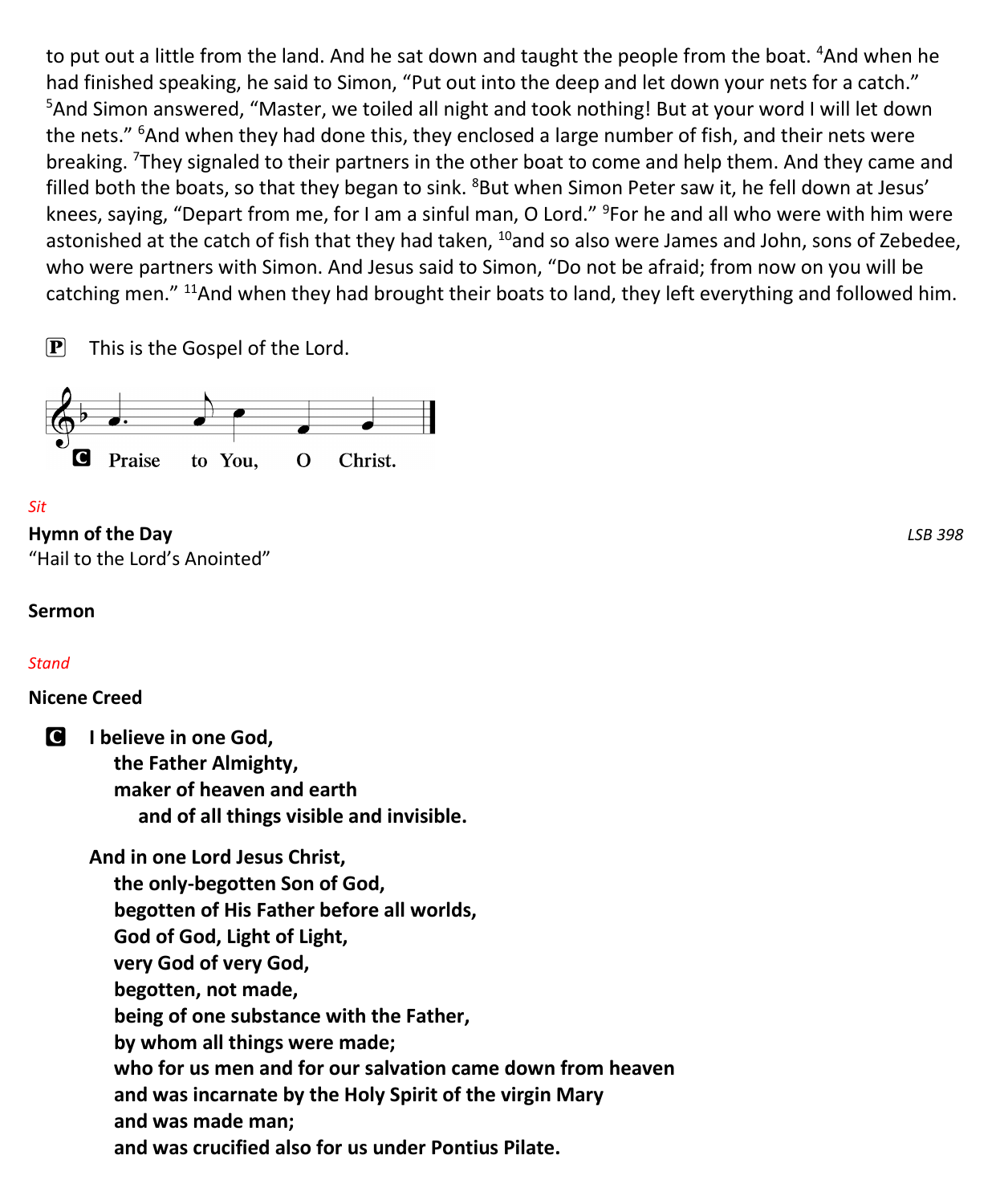to put out a little from the land. And he sat down and taught the people from the boat. [4]And when he had finished speaking, he said to Simon, "Put out into the deep and let down your nets for a catch." [5]And Simon answered, "Master, we toiled all night and took nothing! But at your word I will let down the nets." [6]And when they had done this, they enclosed a large number of fish, and their nets were breaking. [7]They signaled to their partners in the other boat to come and help them. And they came and filled both the boats, so that they began to sink. [8]But when Simon Peter saw it, he fell down at Jesus' knees, saying, "Depart from me, for I am a sinful man, O Lord." [9]For he and all who were with him were astonished at the catch of fish that they had taken, [10]and so also were James and John, sons of Zebedee, who were partners with Simon. And Jesus said to Simon, "Do not be afraid; from now on you will be catching men." [11]And when they had brought their boats to land, they left everything and followed him.

P This is the Gospel of the Lord.

C **Praise to You, O Christ.**

*Sit*

**Hymn of the Day** *LSB 398*
"Hail to the Lord's Anointed"

**Sermon**

*Stand*

**Nicene Creed**

C **I believe in one God,**
**the Father Almighty,**
**maker of heaven and earth**
**and of all things visible and invisible.**

**And in one Lord Jesus Christ,**
**the only-begotten Son of God,**
**begotten of His Father before all worlds,**
**God of God, Light of Light,**
**very God of very God,**
**begotten, not made,**
**being of one substance with the Father,**
**by whom all things were made;**
**who for us men and for our salvation came down from heaven**
**and was incarnate by the Holy Spirit of the virgin Mary**
**and was made man;**
**and was crucified also for us under Pontius Pilate.**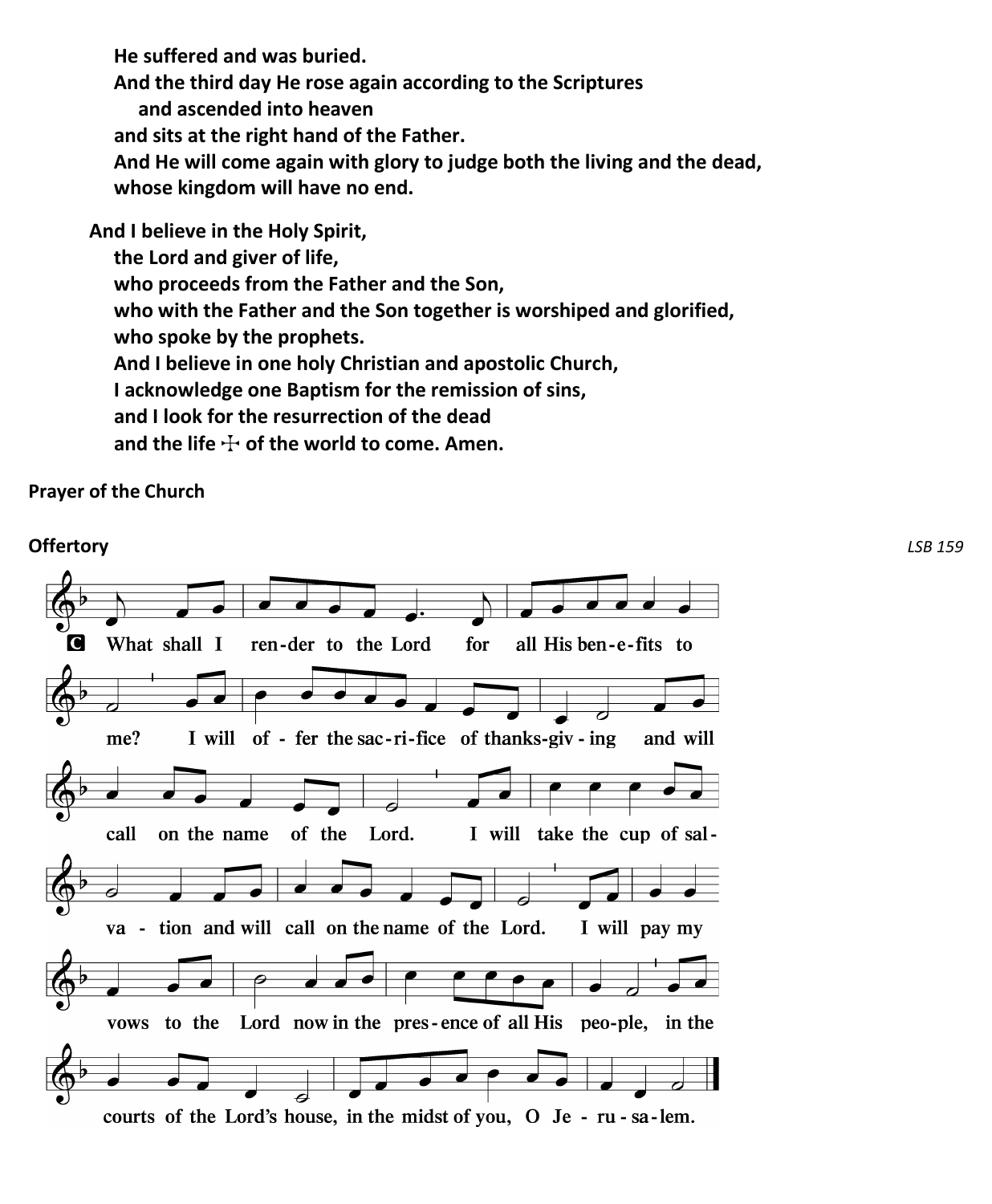**He suffered and was buried.**
**And the third day He rose again according to the Scriptures**
**and ascended into heaven**
**and sits at the right hand of the Father.**
**And He will come again with glory to judge both the living and the dead,**
**whose kingdom will have no end.**

**And I believe in the Holy Spirit,**
**the Lord and giver of life,**
**who proceeds from the Father and the Son,**
**who with the Father and the Son together is worshiped and glorified,**
**who spoke by the prophets.**
**And I believe in one holy Christian and apostolic Church,**
**I acknowledge one Baptism for the remission of sins,**
**and I look for the resurrection of the dead**
**and the life ☩ of the world to come. Amen.**

**Prayer of the Church**

**Offertory** *LSB 159*

C What shall I render to the Lord for all His benefits to me? I will offer the sacrifice of thanksgiving and will call on the name of the Lord. I will take the cup of salvation and will call on the name of the Lord. I will pay my vows to the Lord now in the presence of all His people, in the courts of the Lord's house, in the midst of you, O Jerusalem.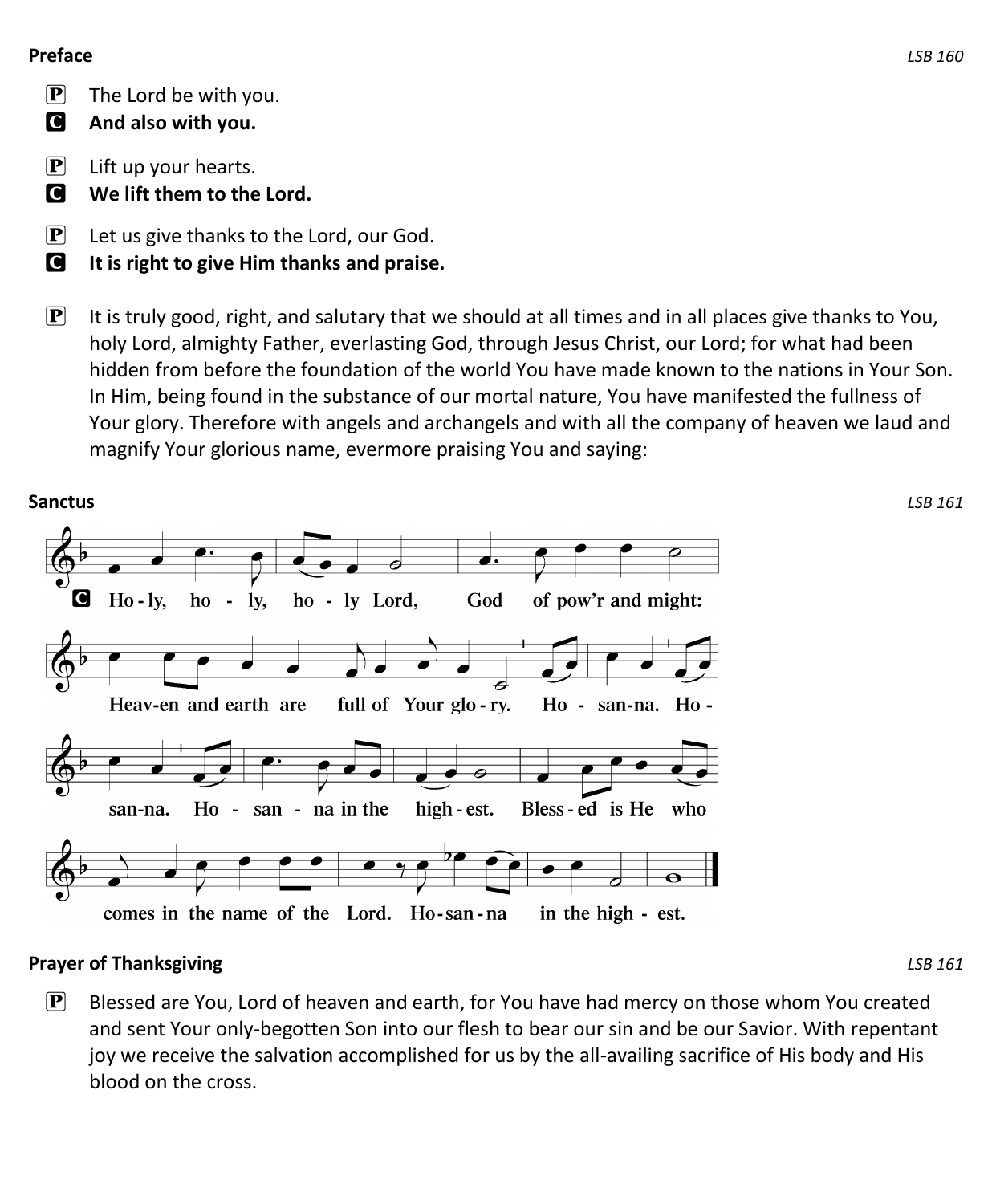**Preface** *LSB 160*

P The Lord be with you.
C **And also with you.**

P Lift up your hearts.
C **We lift them to the Lord.**

P Let us give thanks to the Lord, our God.
C **It is right to give Him thanks and praise.**

P It is truly good, right, and salutary that we should at all times and in all places give thanks to You, holy Lord, almighty Father, everlasting God, through Jesus Christ, our Lord; for what had been hidden from before the foundation of the world You have made known to the nations in Your Son. In Him, being found in the substance of our mortal nature, You have manifested the fullness of Your glory. Therefore with angels and archangels and with all the company of heaven we laud and magnify Your glorious name, evermore praising You and saying:

**Sanctus** *LSB 161*

C Ho-ly, ho-ly, ho-ly Lord, God of pow'r and might: Heav-en and earth are full of Your glo-ry. Ho-san-na. Ho-san-na. Ho-san-na in the high-est. Bless-ed is He who comes in the name of the Lord. Ho-san-na in the high-est.

**Prayer of Thanksgiving** *LSB 161*

P Blessed are You, Lord of heaven and earth, for You have had mercy on those whom You created and sent Your only-begotten Son into our flesh to bear our sin and be our Savior. With repentant joy we receive the salvation accomplished for us by the all-availing sacrifice of His body and His blood on the cross.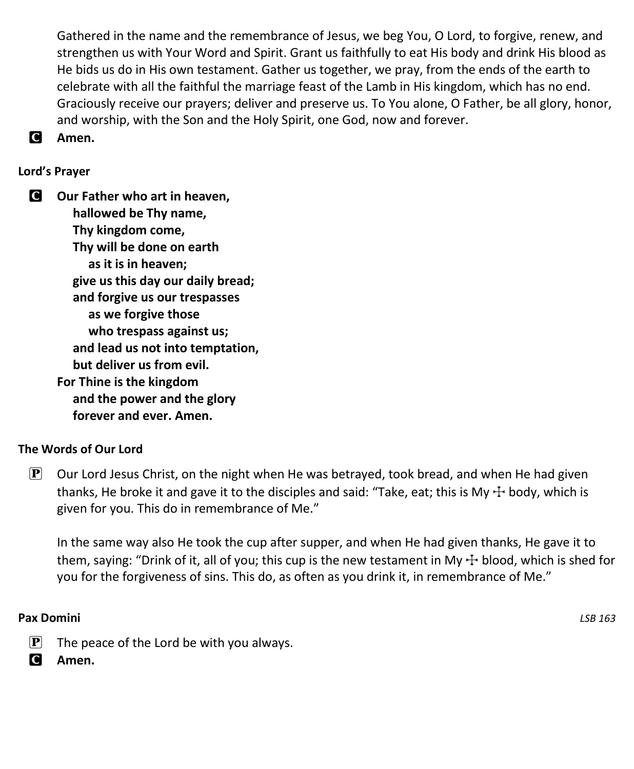Gathered in the name and the remembrance of Jesus, we beg You, O Lord, to forgive, renew, and strengthen us with Your Word and Spirit. Grant us faithfully to eat His body and drink His blood as He bids us do in His own testament. Gather us together, we pray, from the ends of the earth to celebrate with all the faithful the marriage feast of the Lamb in His kingdom, which has no end. Graciously receive our prayers; deliver and preserve us. To You alone, O Father, be all glory, honor, and worship, with the Son and the Holy Spirit, one God, now and forever.

C **Amen.**

**Lord's Prayer**

C **Our Father who art in heaven,**
**hallowed be Thy name,**
**Thy kingdom come,**
**Thy will be done on earth**
**as it is in heaven;**
**give us this day our daily bread;**
**and forgive us our trespasses**
**as we forgive those**
**who trespass against us;**
**and lead us not into temptation,**
**but deliver us from evil.**
**For Thine is the kingdom**
**and the power and the glory**
**forever and ever. Amen.**

**The Words of Our Lord**

P Our Lord Jesus Christ, on the night when He was betrayed, took bread, and when He had given thanks, He broke it and gave it to the disciples and said: "Take, eat; this is My ☩ body, which is given for you. This do in remembrance of Me."

In the same way also He took the cup after supper, and when He had given thanks, He gave it to them, saying: "Drink of it, all of you; this cup is the new testament in My ☩ blood, which is shed for you for the forgiveness of sins. This do, as often as you drink it, in remembrance of Me."

**Pax Domini** *LSB 163*

P The peace of the Lord be with you always.

C **Amen.**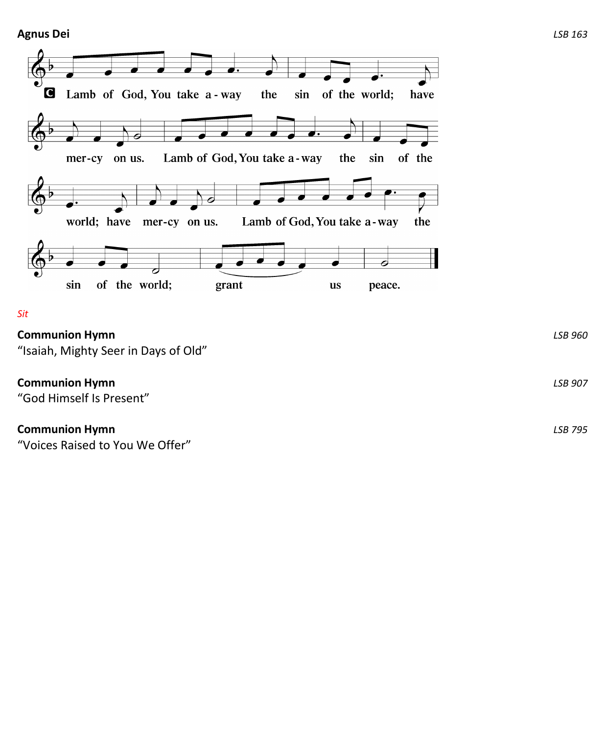**Agnus Dei** *LSB 163*

C Lamb of God, You take away the sin of the world; have mercy on us. Lamb of God, You take away the sin of the world; have mercy on us. Lamb of God, You take away the sin of the world; grant us peace.

*Sit*

**Communion Hymn** *LSB 960*
"Isaiah, Mighty Seer in Days of Old"

**Communion Hymn** *LSB 907*
"God Himself Is Present"

**Communion Hymn** *LSB 795*
"Voices Raised to You We Offer"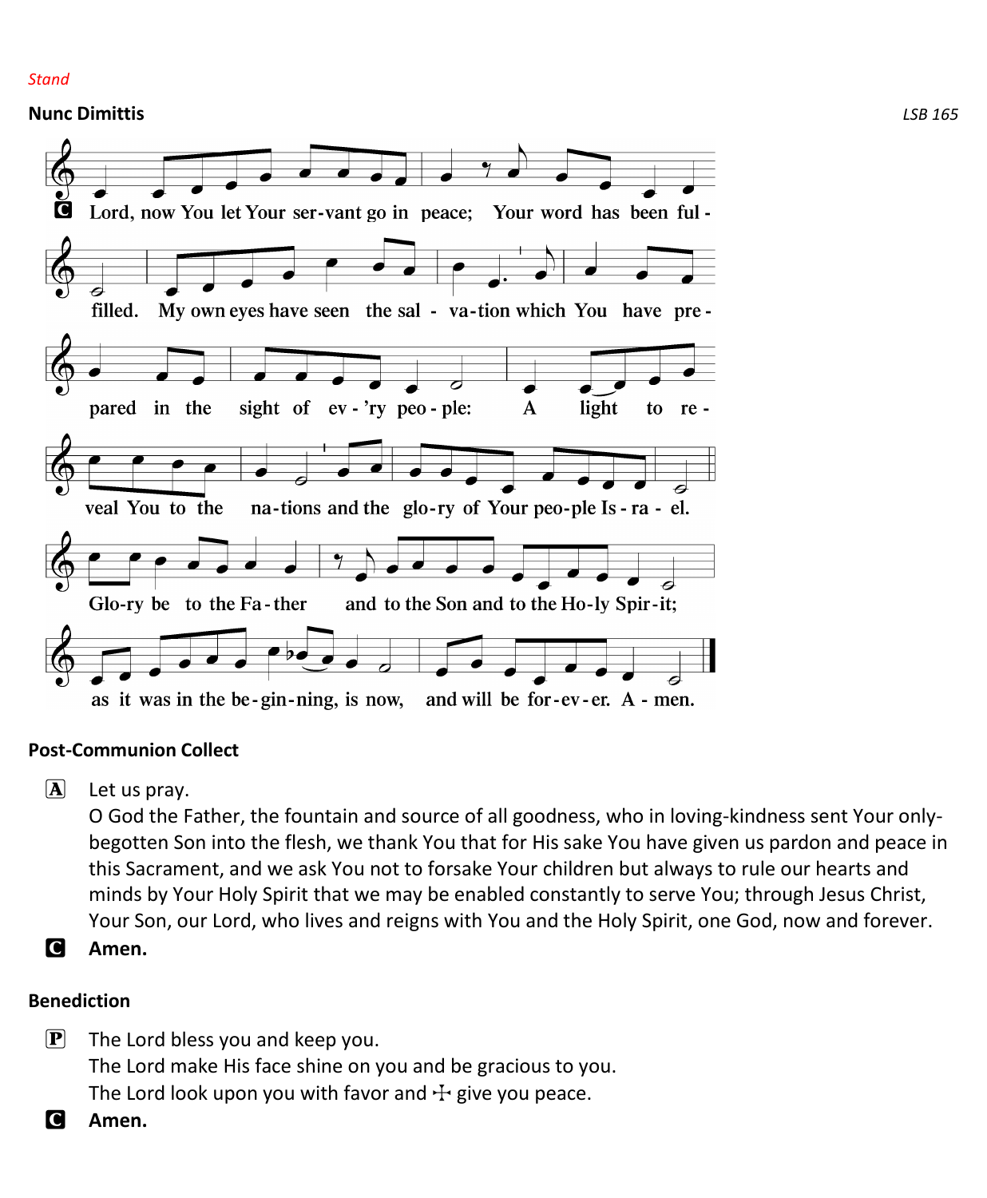*Stand*

**Nunc Dimittis** *LSB 165*

C Lord, now You let Your ser-vant go in peace; Your word has been ful-filled. My own eyes have seen the sal-va-tion which You have pre-pared in the sight of ev-'ry peo-ple: A light to re-veal You to the na-tions and the glo-ry of Your peo-ple Is-ra-el.

Glo-ry be to the Fa-ther and to the Son and to the Ho-ly Spir-it; as it was in the be-gin-ning, is now, and will be for-ev-er. A-men.

**Post-Communion Collect**

A Let us pray.
O God the Father, the fountain and source of all goodness, who in loving-kindness sent Your only-begotten Son into the flesh, we thank You that for His sake You have given us pardon and peace in this Sacrament, and we ask You not to forsake Your children but always to rule our hearts and minds by Your Holy Spirit that we may be enabled constantly to serve You; through Jesus Christ, Your Son, our Lord, who lives and reigns with You and the Holy Spirit, one God, now and forever.

C **Amen.**

**Benediction**

P The Lord bless you and keep you.
The Lord make His face shine on you and be gracious to you.
The Lord look upon you with favor and ☩ give you peace.

C **Amen.**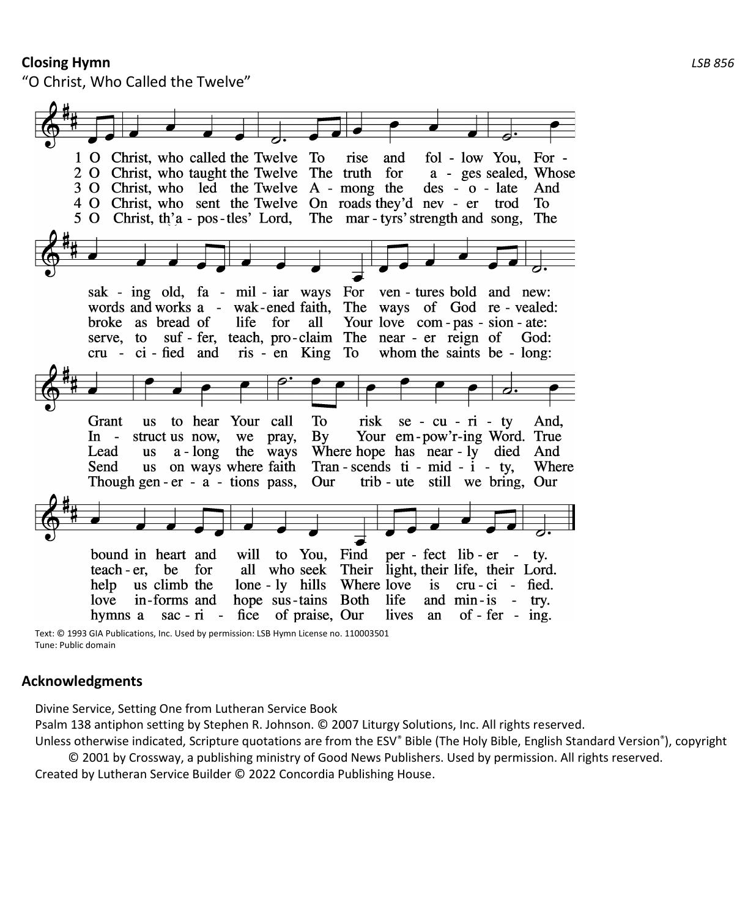**Closing Hymn** *LSB 856*

"O Christ, Who Called the Twelve"

1 O Christ, who called the Twelve To rise and follow You, Forsaking old, familiar ways For ventures bold and new: Grant us to hear Your call To risk security And, bound in heart and will to You, Find perfect liberty.

2 O Christ, who taught the Twelve The truth for ages sealed, Whose words and works awakened faith, The ways of God revealed: Instruct us now, we pray, By Your empow'ring Word. True teacher, be for all who seek Their light, their life, their Lord.

3 O Christ, who led the Twelve Among the desolate And broke as bread of life for all Your love compassionate: Lead us along the ways Where hope has nearly died And help us climb the lonely hills Where love is crucified.

4 O Christ, who sent the Twelve On roads they'd never trod To serve, to suffer, teach, proclaim The nearer reign of God: Send us on ways where faith Transcends timidity, Where love informs and hope sustains Both life and ministry.

5 O Christ, th'apostles' Lord, The martyrs' strength and song, The crucified and risen King To whom the saints belong: Though generations pass, Our tribute still we bring, Our hymns a sacrifice of praise, Our lives an offering.

Text: © 1993 GIA Publications, Inc. Used by permission: LSB Hymn License no. 110003501
Tune: Public domain

## Acknowledgments

Divine Service, Setting One from Lutheran Service Book
Psalm 138 antiphon setting by Stephen R. Johnson. © 2007 Liturgy Solutions, Inc. All rights reserved.
Unless otherwise indicated, Scripture quotations are from the ESV® Bible (The Holy Bible, English Standard Version®), copyright © 2001 by Crossway, a publishing ministry of Good News Publishers. Used by permission. All rights reserved.
Created by Lutheran Service Builder © 2022 Concordia Publishing House.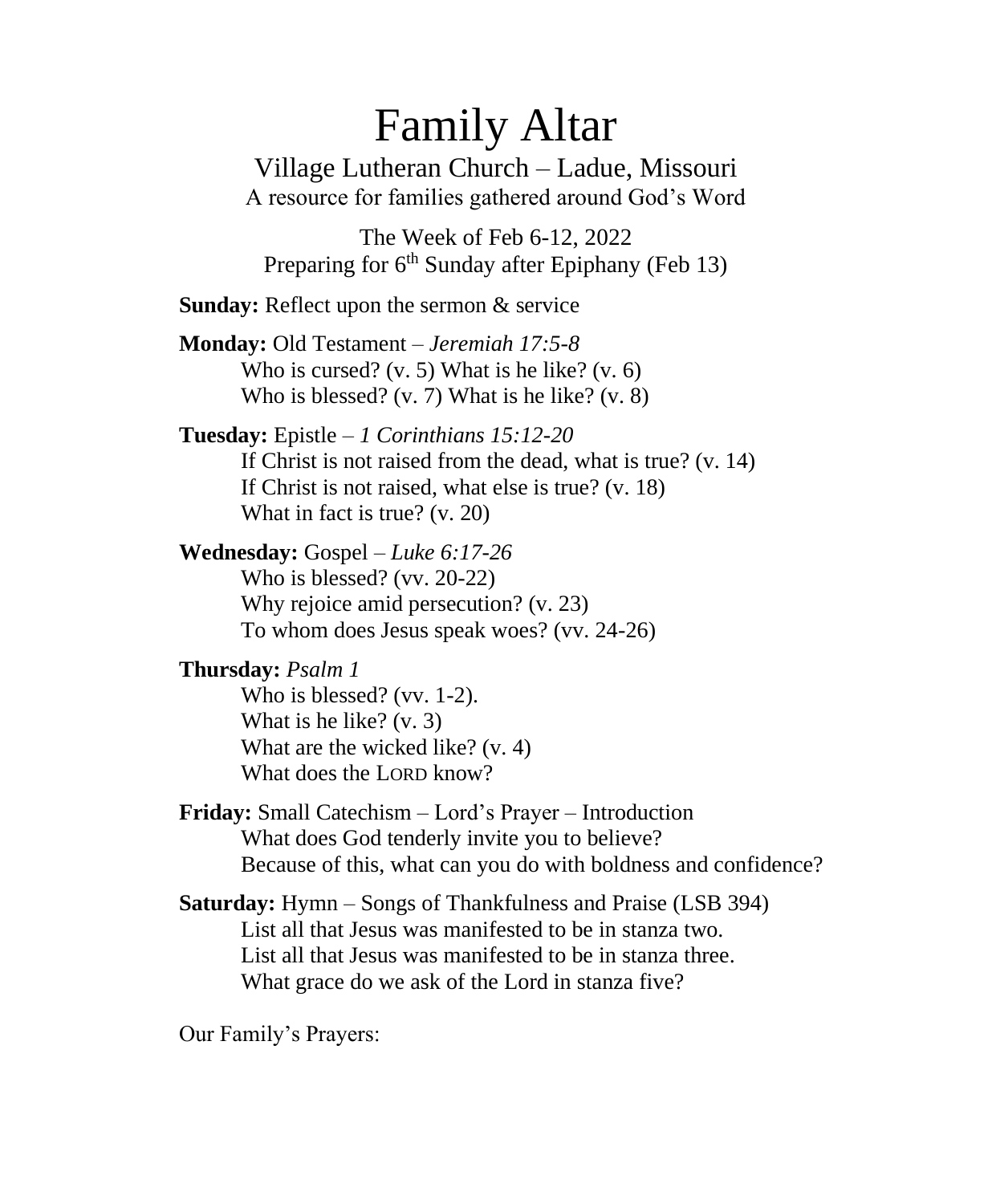# Family Altar

Village Lutheran Church – Ladue, Missouri

A resource for families gathered around God's Word

The Week of Feb 6-12, 2022

Preparing for 6th Sunday after Epiphany (Feb 13)

**Sunday:** Reflect upon the sermon & service

**Monday:** Old Testament – *Jeremiah 17:5-8*
  Who is cursed? (v. 5) What is he like? (v. 6)
  Who is blessed? (v. 7) What is he like? (v. 8)

**Tuesday:** Epistle – *1 Corinthians 15:12-20*
  If Christ is not raised from the dead, what is true? (v. 14)
  If Christ is not raised, what else is true? (v. 18)
  What in fact is true? (v. 20)

**Wednesday:** Gospel – *Luke 6:17-26*
  Who is blessed? (vv. 20-22)
  Why rejoice amid persecution? (v. 23)
  To whom does Jesus speak woes? (vv. 24-26)

**Thursday:** *Psalm 1*
  Who is blessed? (vv. 1-2).
  What is he like? (v. 3)
  What are the wicked like? (v. 4)
  What does the LORD know?

**Friday:** Small Catechism – Lord's Prayer – Introduction
  What does God tenderly invite you to believe?
  Because of this, what can you do with boldness and confidence?

**Saturday:** Hymn – Songs of Thankfulness and Praise (LSB 394)
  List all that Jesus was manifested to be in stanza two.
  List all that Jesus was manifested to be in stanza three.
  What grace do we ask of the Lord in stanza five?

Our Family's Prayers: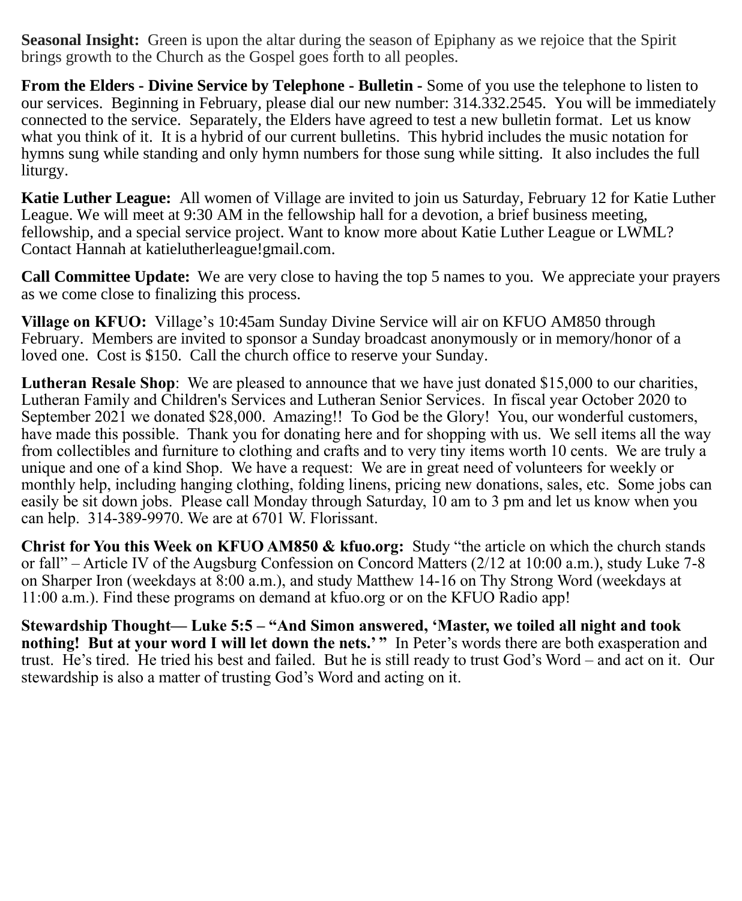**Seasonal Insight:** Green is upon the altar during the season of Epiphany as we rejoice that the Spirit brings growth to the Church as the Gospel goes forth to all peoples.

**From the Elders - Divine Service by Telephone - Bulletin -** Some of you use the telephone to listen to our services. Beginning in February, please dial our new number: 314.332.2545. You will be immediately connected to the service. Separately, the Elders have agreed to test a new bulletin format. Let us know what you think of it. It is a hybrid of our current bulletins. This hybrid includes the music notation for hymns sung while standing and only hymn numbers for those sung while sitting. It also includes the full liturgy.

**Katie Luther League:** All women of Village are invited to join us Saturday, February 12 for Katie Luther League. We will meet at 9:30 AM in the fellowship hall for a devotion, a brief business meeting, fellowship, and a special service project. Want to know more about Katie Luther League or LWML? Contact Hannah at katielutherleague!gmail.com.

**Call Committee Update:** We are very close to having the top 5 names to you. We appreciate your prayers as we come close to finalizing this process.

**Village on KFUO:** Village's 10:45am Sunday Divine Service will air on KFUO AM850 through February. Members are invited to sponsor a Sunday broadcast anonymously or in memory/honor of a loved one. Cost is $150. Call the church office to reserve your Sunday.

**Lutheran Resale Shop**: We are pleased to announce that we have just donated $15,000 to our charities, Lutheran Family and Children's Services and Lutheran Senior Services. In fiscal year October 2020 to September 2021 we donated $28,000. Amazing!! To God be the Glory! You, our wonderful customers, have made this possible. Thank you for donating here and for shopping with us. We sell items all the way from collectibles and furniture to clothing and crafts and to very tiny items worth 10 cents. We are truly a unique and one of a kind Shop. We have a request: We are in great need of volunteers for weekly or monthly help, including hanging clothing, folding linens, pricing new donations, sales, etc. Some jobs can easily be sit down jobs. Please call Monday through Saturday, 10 am to 3 pm and let us know when you can help. 314-389-9970. We are at 6701 W. Florissant.

**Christ for You this Week on KFUO AM850 & kfuo.org:** Study "the article on which the church stands or fall" – Article IV of the Augsburg Confession on Concord Matters (2/12 at 10:00 a.m.), study Luke 7-8 on Sharper Iron (weekdays at 8:00 a.m.), and study Matthew 14-16 on Thy Strong Word (weekdays at 11:00 a.m.). Find these programs on demand at kfuo.org or on the KFUO Radio app!

**Stewardship Thought— Luke 5:5 – "And Simon answered, 'Master, we toiled all night and took nothing! But at your word I will let down the nets.' "** In Peter's words there are both exasperation and trust. He's tired. He tried his best and failed. But he is still ready to trust God's Word – and act on it. Our stewardship is also a matter of trusting God's Word and acting on it.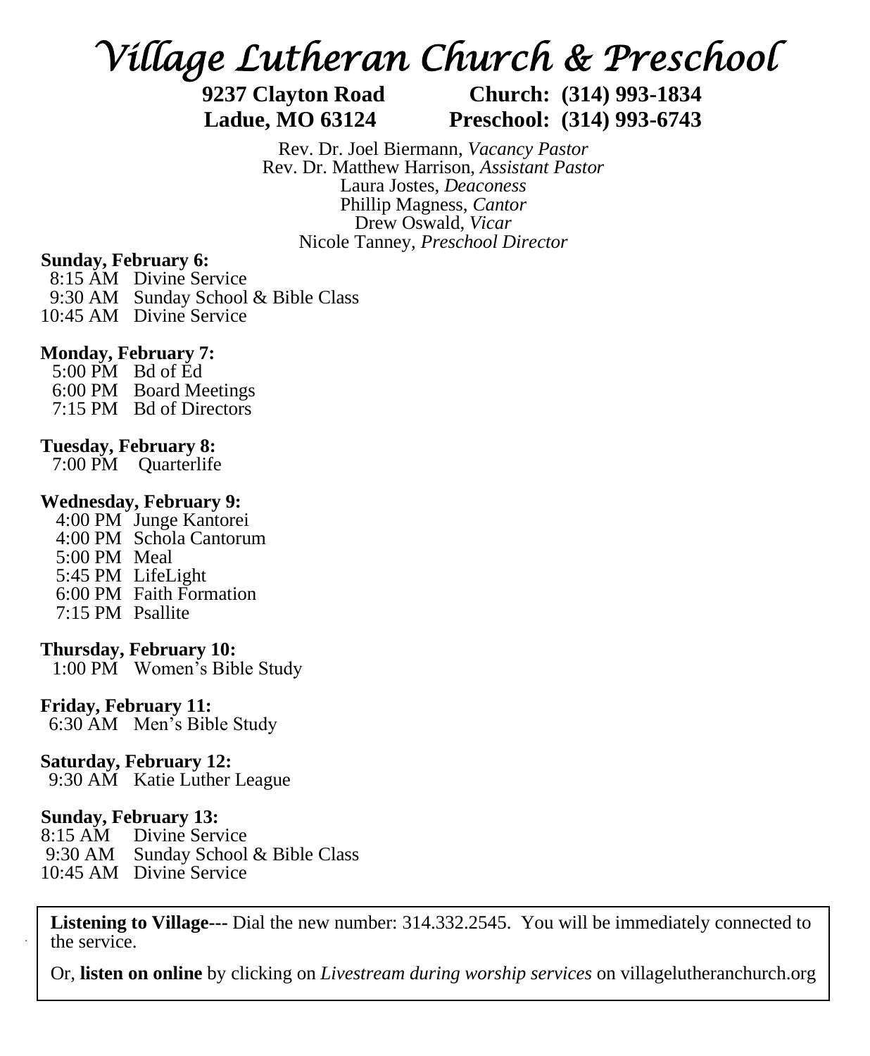# *Village Lutheran Church & Preschool*

**9237 Clayton Road** **Church: (314) 993-1834**
**Ladue, MO 63124** **Preschool: (314) 993-6743**

Rev. Dr. Joel Biermann, *Vacancy Pastor*
Rev. Dr. Matthew Harrison, *Assistant Pastor*
Laura Jostes, *Deaconess*
Phillip Magness, *Cantor*
Drew Oswald, *Vicar*
Nicole Tanney, *Preschool Director*

**Sunday, February 6:**
8:15 AM Divine Service
9:30 AM Sunday School & Bible Class
10:45 AM Divine Service

**Monday, February 7:**
5:00 PM Bd of Ed
6:00 PM Board Meetings
7:15 PM Bd of Directors

**Tuesday, February 8:**
7:00 PM Quarterlife

**Wednesday, February 9:**
4:00 PM Junge Kantorei
4:00 PM Schola Cantorum
5:00 PM Meal
5:45 PM LifeLight
6:00 PM Faith Formation
7:15 PM Psallite

**Thursday, February 10:**
1:00 PM Women's Bible Study

**Friday, February 11:**
6:30 AM Men's Bible Study

**Saturday, February 12:**
9:30 AM Katie Luther League

**Sunday, February 13:**
8:15 AM Divine Service
9:30 AM Sunday School & Bible Class
10:45 AM Divine Service

**Listening to Village---** Dial the new number: 314.332.2545. You will be immediately connected to the service.

Or, **listen on online** by clicking on *Livestream during worship services* on villagelutheranchurch.org